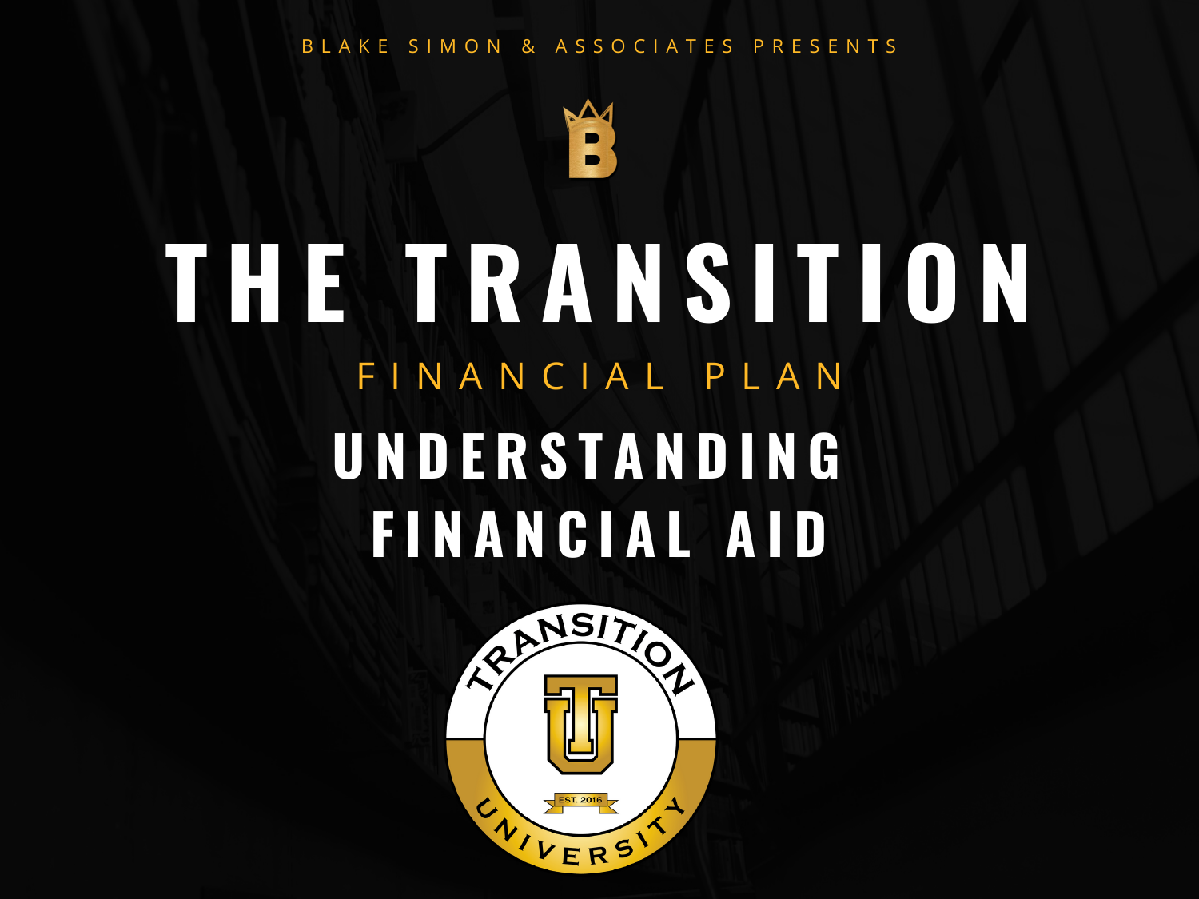BLAKE SIMON & ASSOCIATES PRESENTS

# THE TRANSITION

## FINANCIAL PLAN

# UNDERSTANDING FINANCIAL AID

TRANSITION UNIVERSITY

EST. 2016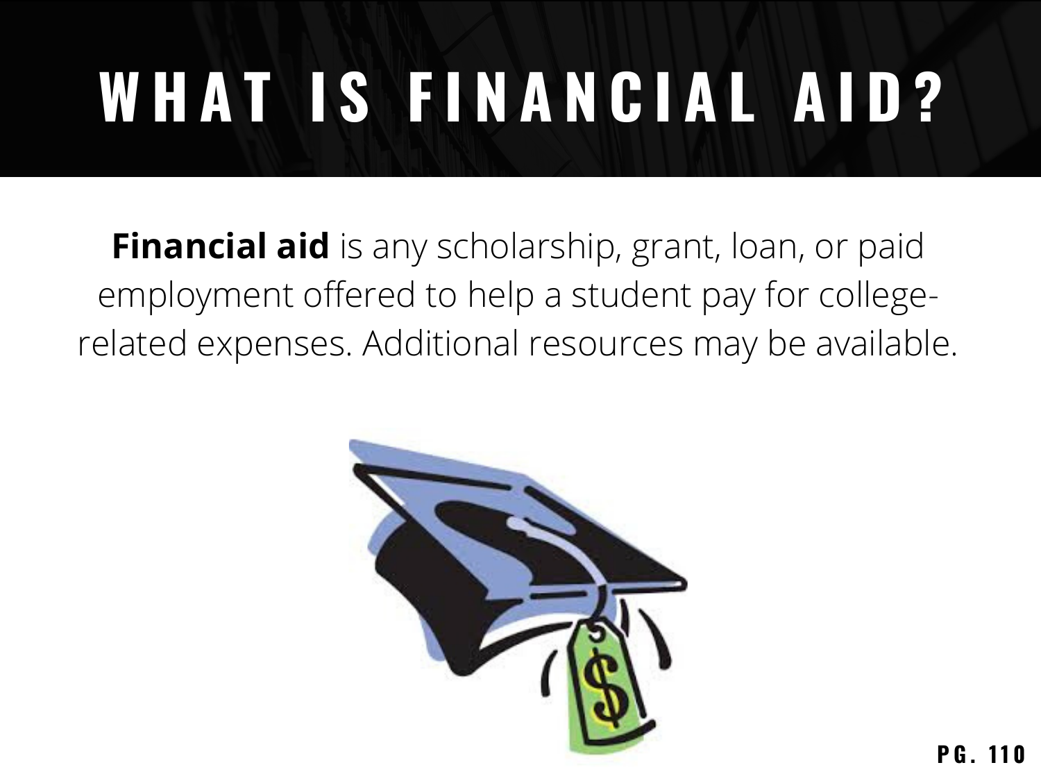# WHAT IS FINANCIAL AID?

**Financial aid** is any scholarship, grant, loan, or paid employment offered to help a student pay for college-related expenses. Additional resources may be available.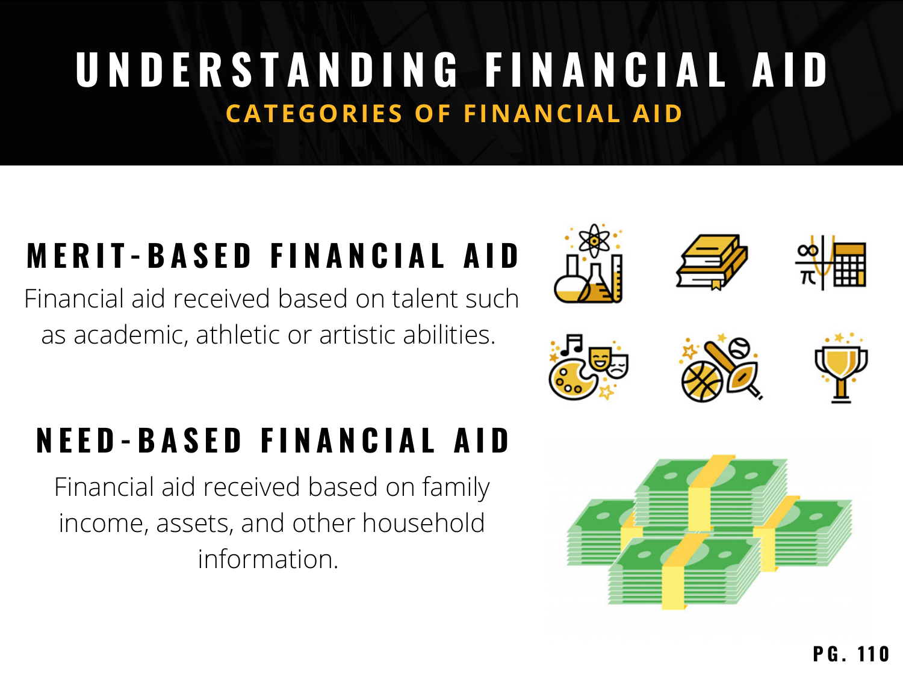# UNDERSTANDING FINANCIAL AID

## CATEGORIES OF FINANCIAL AID

### MERIT-BASED FINANCIAL AID

Financial aid received based on talent such as academic, athletic or artistic abilities.

### NEED-BASED FINANCIAL AID

Financial aid received based on family income, assets, and other household information.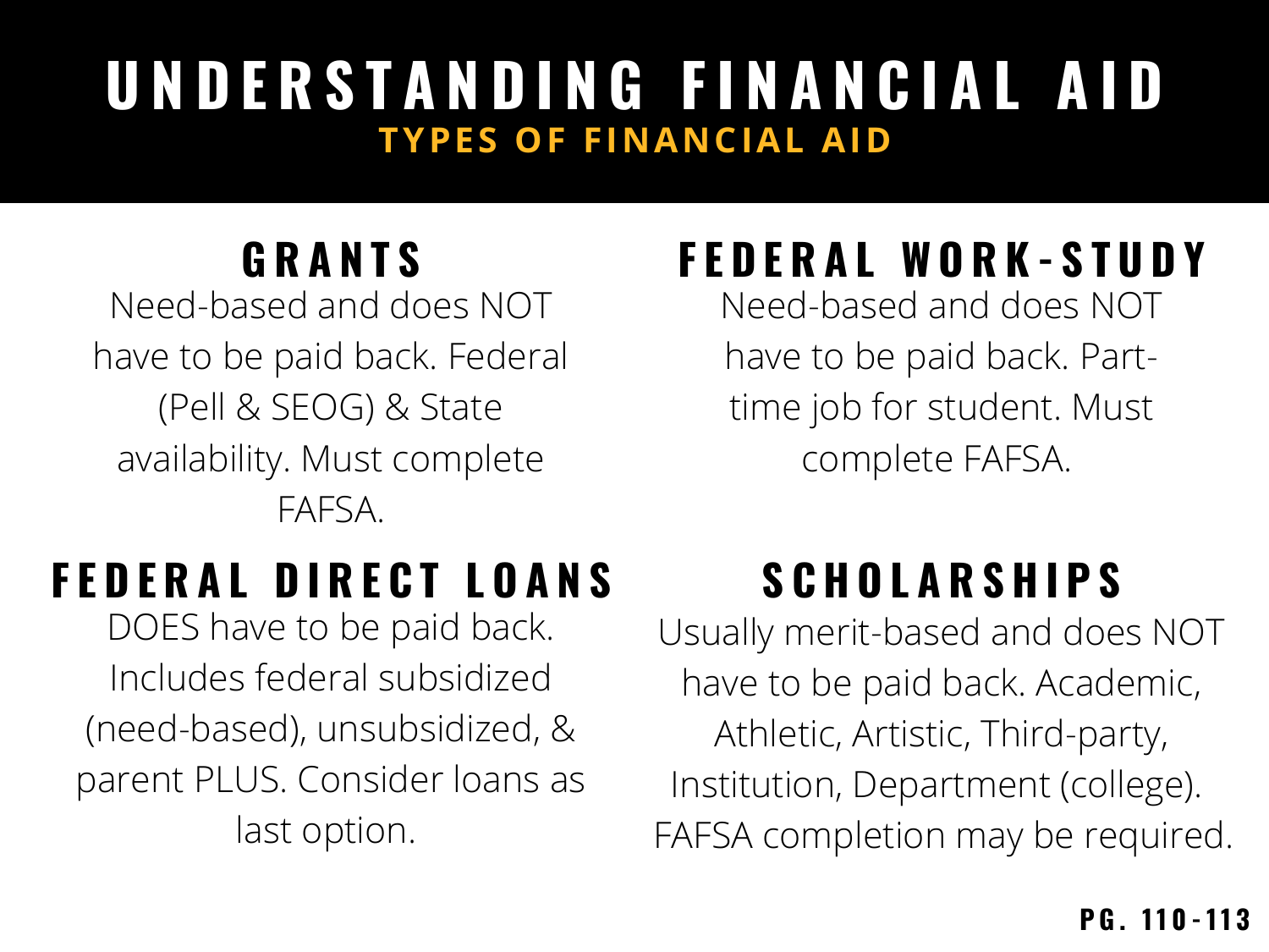# UNDERSTANDING FINANCIAL AID

## TYPES OF FINANCIAL AID

### GRANTS

Need-based and does NOT have to be paid back. Federal (Pell & SEOG) & State availability. Must complete FAFSA.

### FEDERAL WORK-STUDY

Need-based and does NOT have to be paid back. Part-time job for student. Must complete FAFSA.

### FEDERAL DIRECT LOANS

DOES have to be paid back. Includes federal subsidized (need-based), unsubsidized, & parent PLUS. Consider loans as last option.

### SCHOLARSHIPS

Usually merit-based and does NOT have to be paid back. Academic, Athletic, Artistic, Third-party, Institution, Department (college). FAFSA completion may be required.

**PG. 110-113**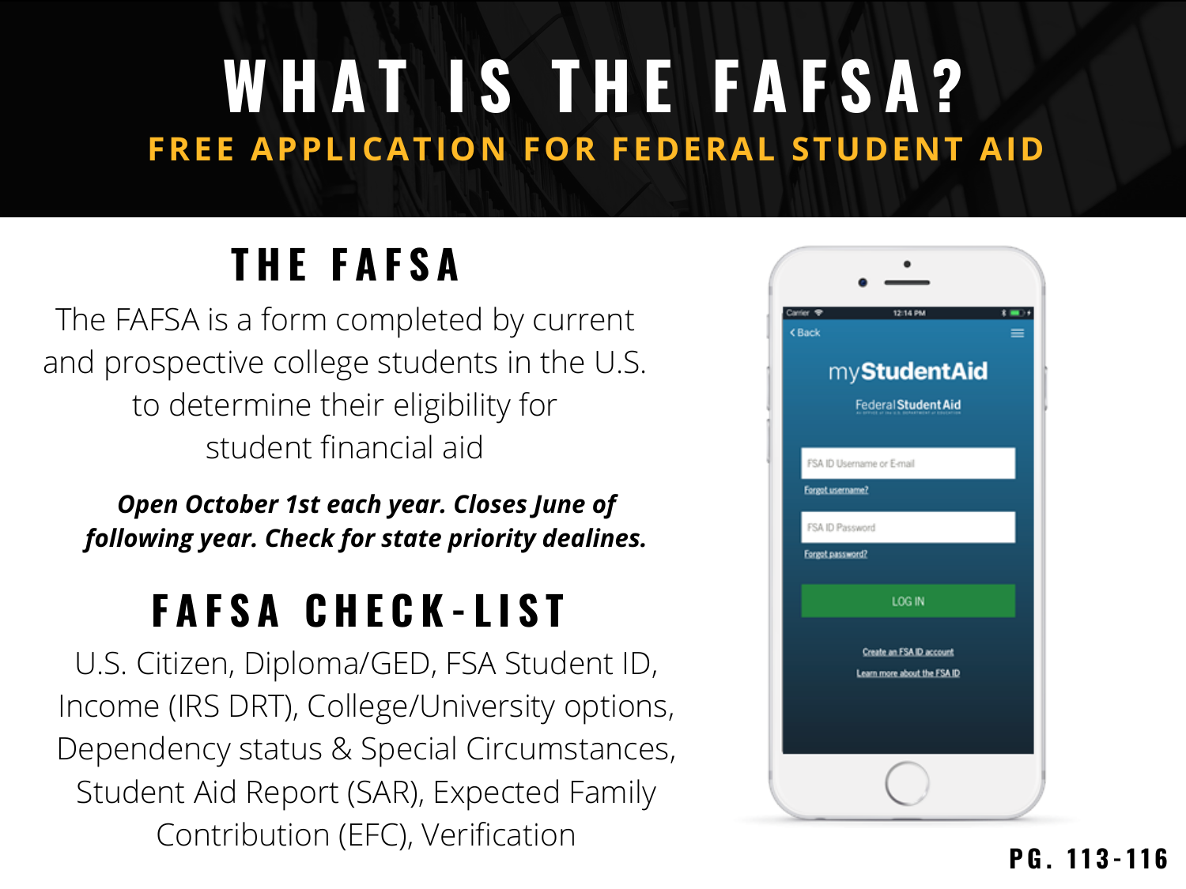# WHAT IS THE FAFSA?

## FREE APPLICATION FOR FEDERAL STUDENT AID

## THE FAFSA

The FAFSA is a form completed by current and prospective college students in the U.S. to determine their eligibility for student financial aid

***Open October 1st each year. Closes June of following year. Check for state priority dealines.***

## FAFSA CHECK-LIST

U.S. Citizen, Diploma/GED, FSA Student ID, Income (IRS DRT), College/University options, Dependency status & Special Circumstances, Student Aid Report (SAR), Expected Family Contribution (EFC), Verification

**PG. 113-116**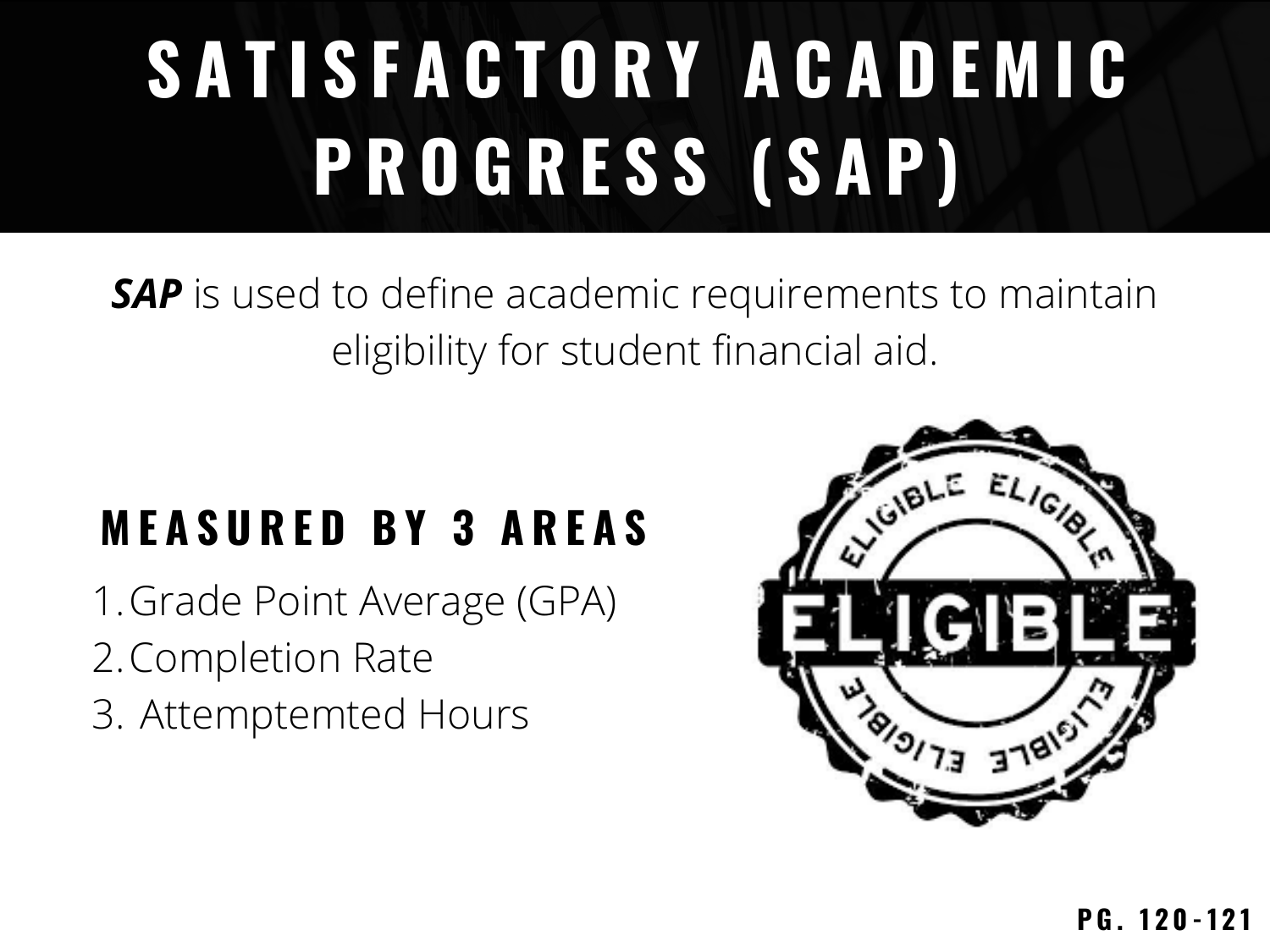# SATISFACTORY ACADEMIC PROGRESS (SAP)

***SAP*** is used to define academic requirements to maintain eligibility for student financial aid.

## MEASURED BY 3 AREAS

1. Grade Point Average (GPA)
2. Completion Rate
3. Attemptemted Hours

PG. 120-121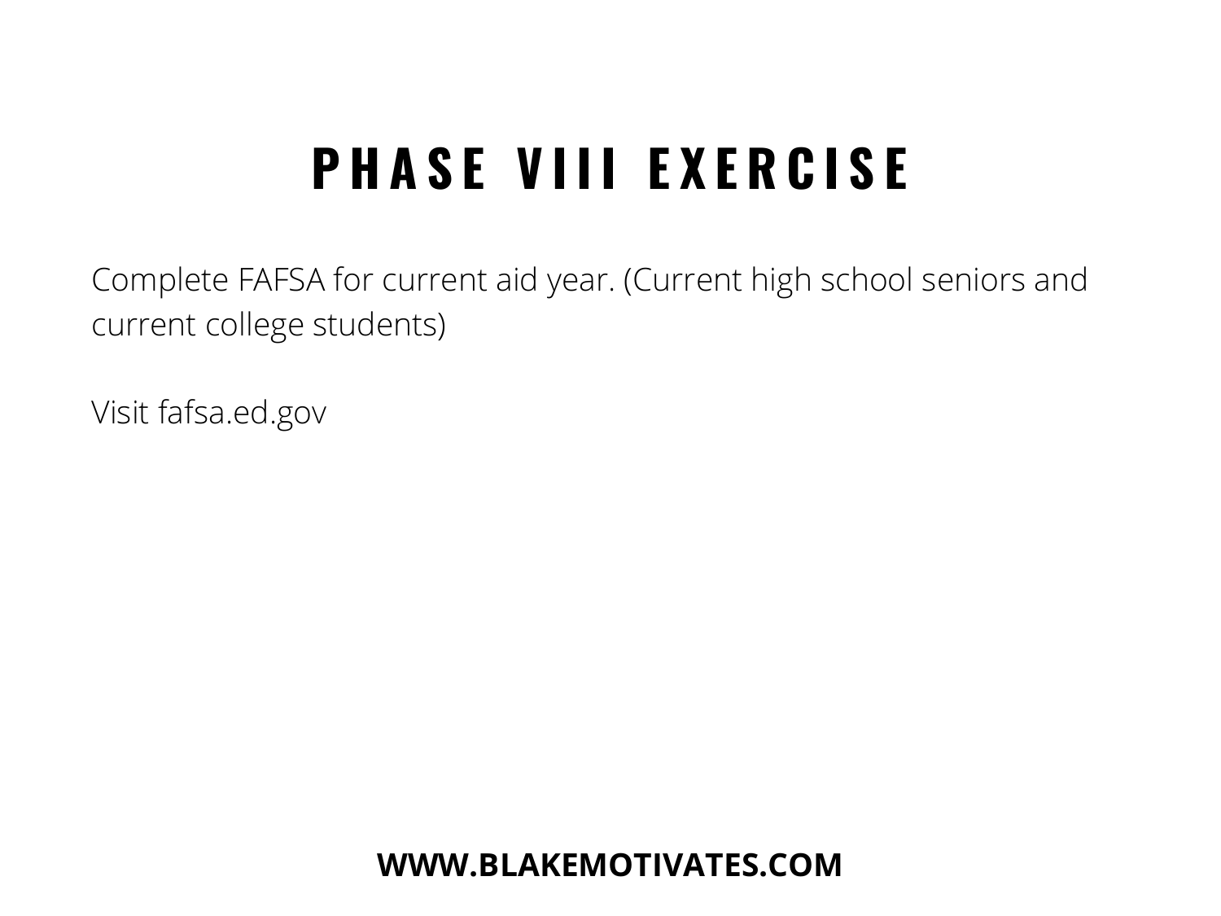# PHASE VIII EXERCISE

Complete FAFSA for current aid year. (Current high school seniors and current college students)

Visit fafsa.ed.gov

**WWW.BLAKEMOTIVATES.COM**